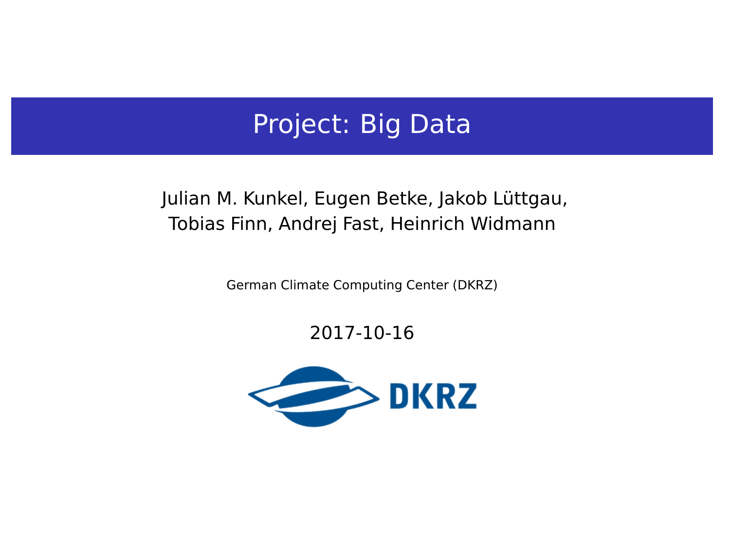# Project: Big Data

Julian M. Kunkel, Eugen Betke, Jakob Lüttgau, Tobias Finn, Andrej Fast, Heinrich Widmann

German Climate Computing Center (DKRZ)

2017-10-16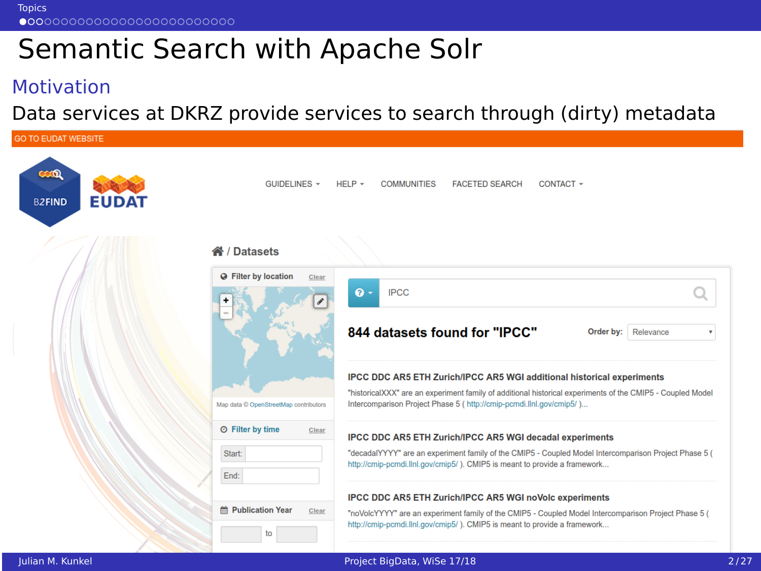# Semantic Search with Apache Solr

## Motivation

Data services at DKRZ provide services to search through (dirty) metadata

GO TO EUDAT WEBSITE

B2FIND EUDAT

GUIDELINES HELP COMMUNITIES FACETED SEARCH CONTACT

/ Datasets

Filter by location Clear

Map data © OpenStreetMap contributors

Filter by time Clear

Start:

End:

Publication Year Clear

to

IPCC

**844 datasets found for "IPCC"**

Order by: Relevance

**IPCC DDC AR5 ETH Zurich/IPCC AR5 WGI additional historical experiments**

"historicalXXX" are an experiment family of additional historical experiments of the CMIP5 - Coupled Model Intercomparison Project Phase 5 ( http://cmip-pcmdi.llnl.gov/cmip5/ )...

**IPCC DDC AR5 ETH Zurich/IPCC AR5 WGI decadal experiments**

"decadalYYYY" are an experiment family of the CMIP5 - Coupled Model Intercomparison Project Phase 5 ( http://cmip-pcmdi.llnl.gov/cmip5/ ). CMIP5 is meant to provide a framework...

**IPCC DDC AR5 ETH Zurich/IPCC AR5 WGI noVolc experiments**

"noVolcYYYY" are an experiment family of the CMIP5 - Coupled Model Intercomparison Project Phase 5 ( http://cmip-pcmdi.llnl.gov/cmip5/ ). CMIP5 is meant to provide a framework...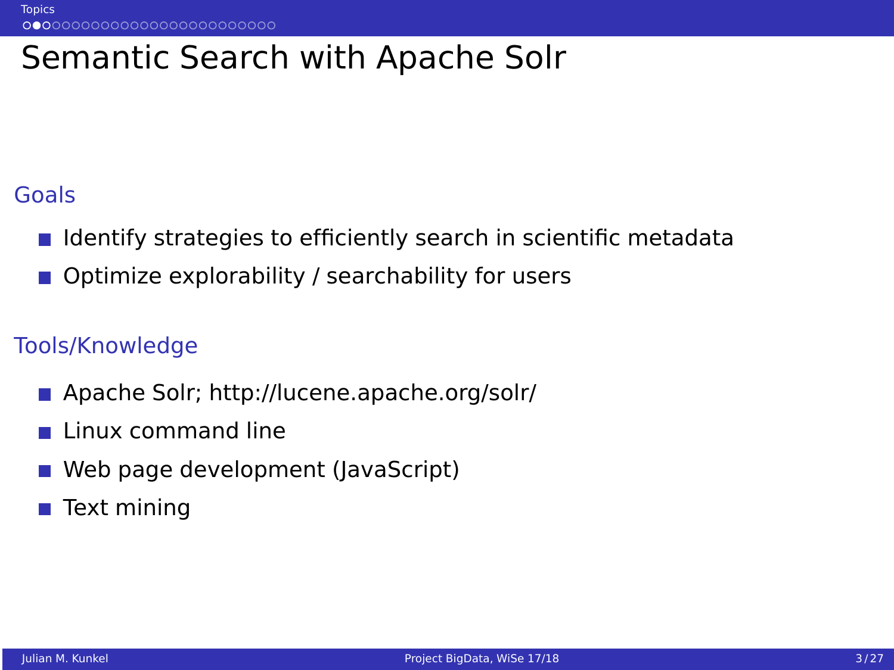# Semantic Search with Apache Solr

## Goals

- Identify strategies to efficiently search in scientific metadata
- Optimize explorability / searchability for users

## Tools/Knowledge

- Apache Solr; http://lucene.apache.org/solr/
- Linux command line
- Web page development (JavaScript)
- Text mining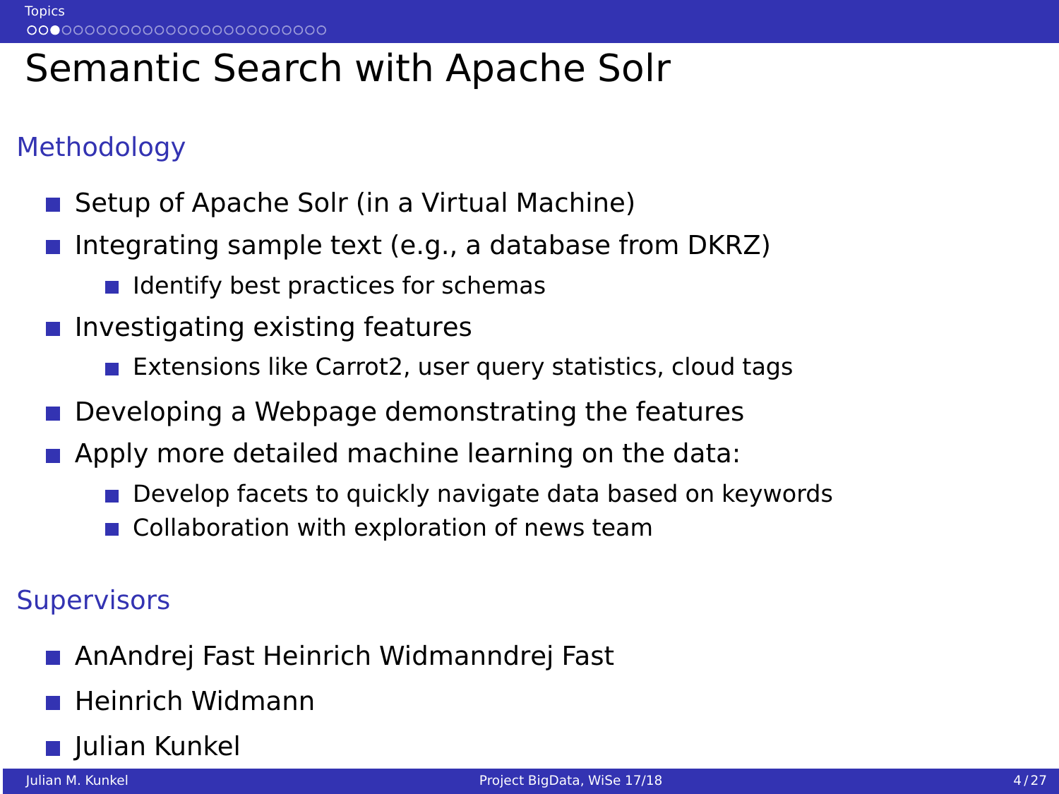# Semantic Search with Apache Solr

## Methodology

- Setup of Apache Solr (in a Virtual Machine)
- Integrating sample text (e.g., a database from DKRZ)
  - Identify best practices for schemas
- Investigating existing features
  - Extensions like Carrot2, user query statistics, cloud tags
- Developing a Webpage demonstrating the features
- Apply more detailed machine learning on the data:
  - Develop facets to quickly navigate data based on keywords
  - Collaboration with exploration of news team

## Supervisors

- AnAndrej Fast Heinrich Widmanndrej Fast
- Heinrich Widmann
- Julian Kunkel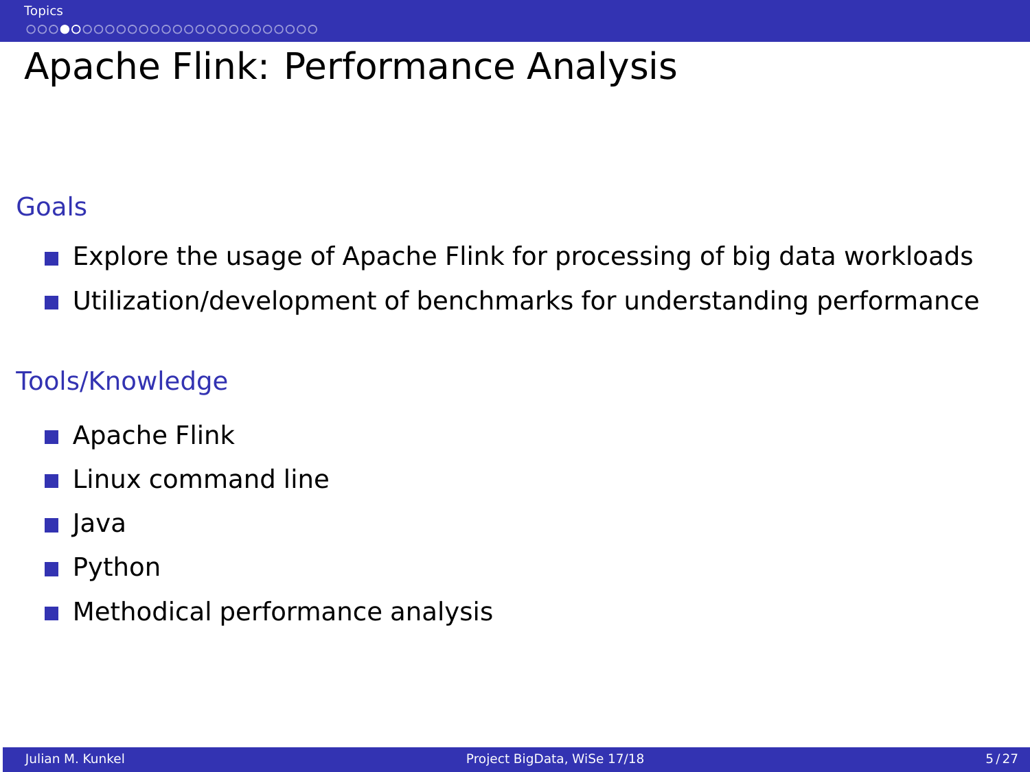# Apache Flink: Performance Analysis

## Goals

- Explore the usage of Apache Flink for processing of big data workloads
- Utilization/development of benchmarks for understanding performance

## Tools/Knowledge

- Apache Flink
- Linux command line
- Java
- Python
- Methodical performance analysis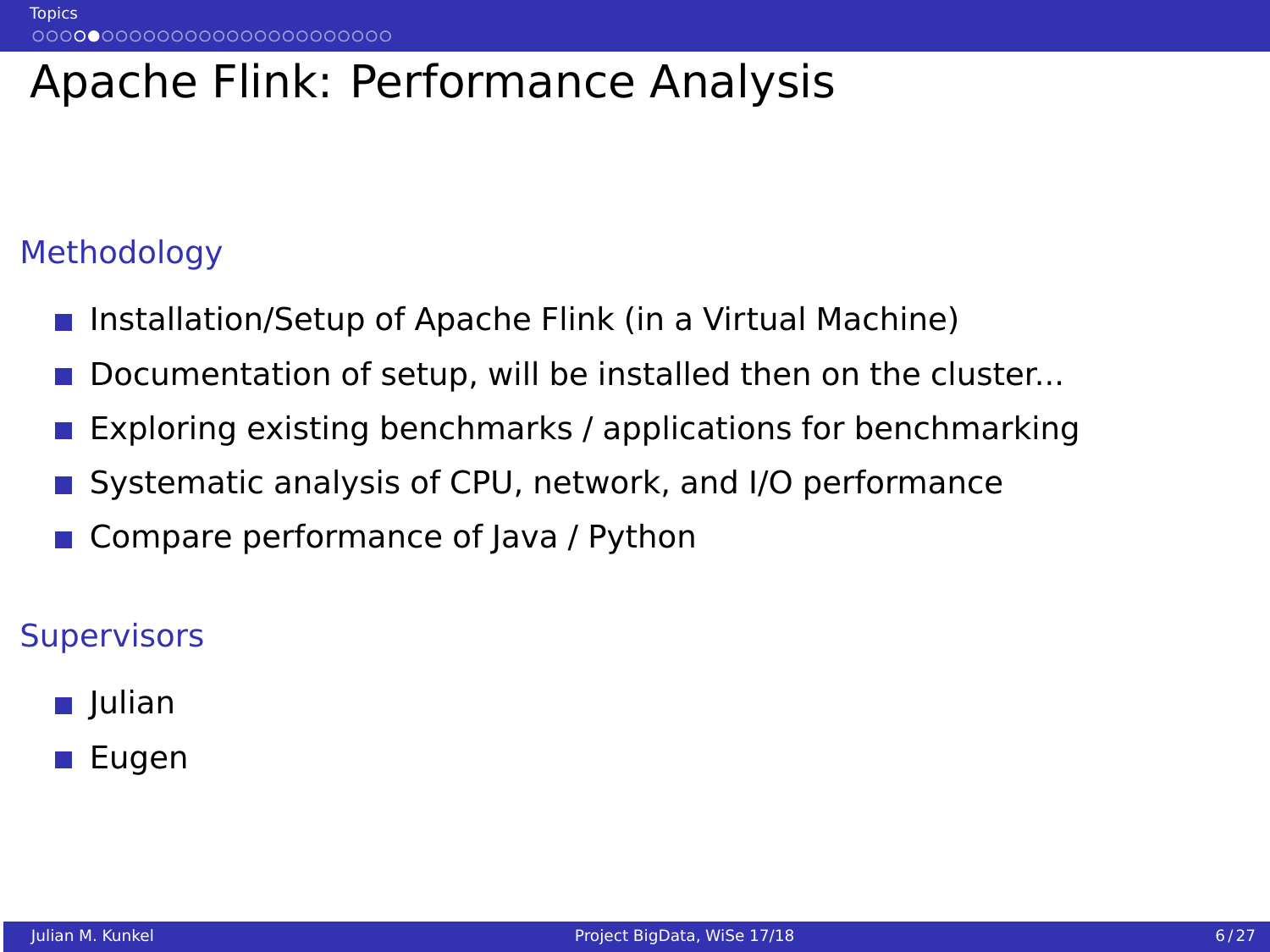# Apache Flink: Performance Analysis

## Methodology

- Installation/Setup of Apache Flink (in a Virtual Machine)
- Documentation of setup, will be installed then on the cluster...
- Exploring existing benchmarks / applications for benchmarking
- Systematic analysis of CPU, network, and I/O performance
- Compare performance of Java / Python

## Supervisors

- Julian
- Eugen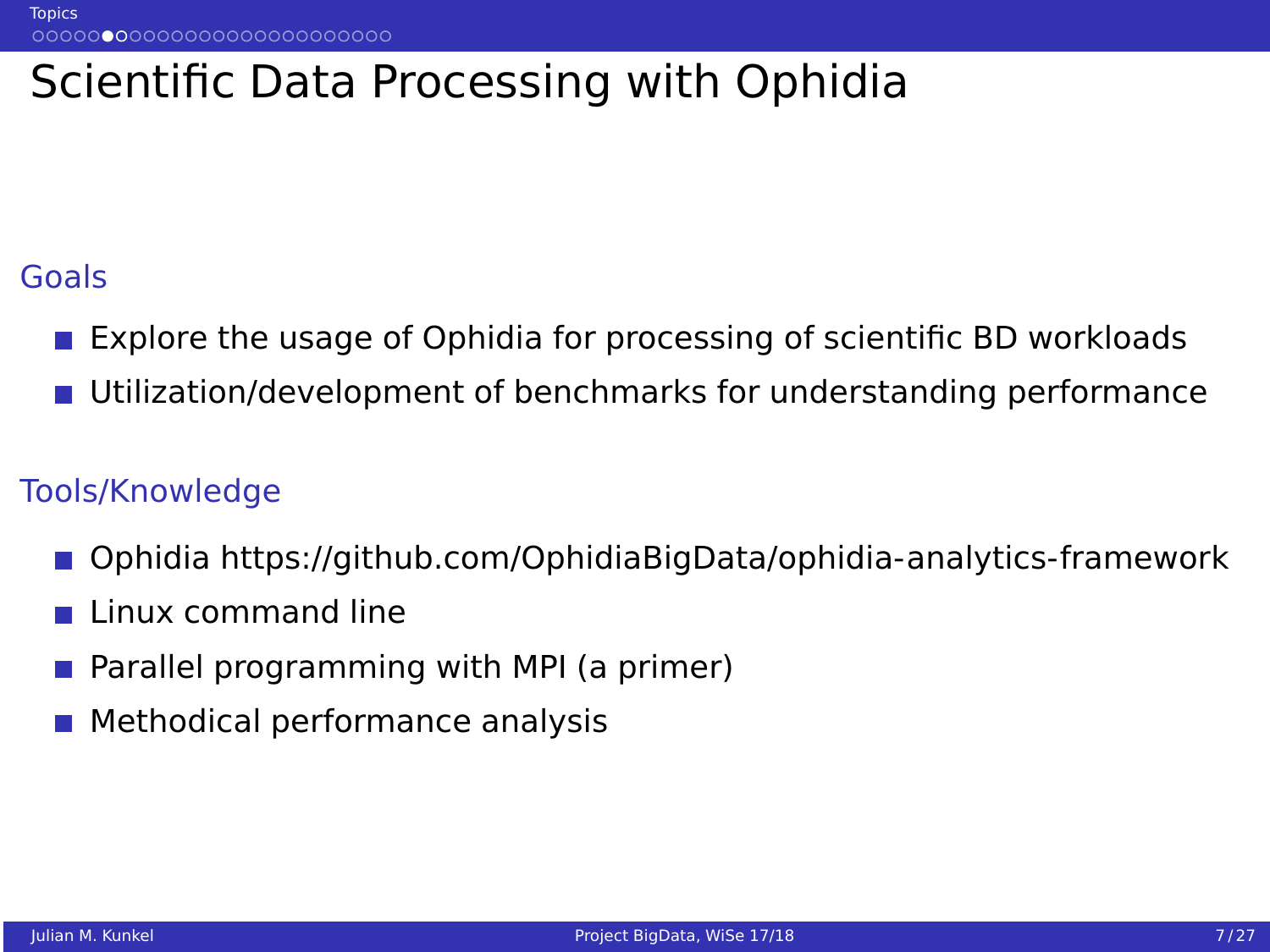# Scientific Data Processing with Ophidia

## Goals

- Explore the usage of Ophidia for processing of scientific BD workloads
- Utilization/development of benchmarks for understanding performance

## Tools/Knowledge

- Ophidia https://github.com/OphidiaBigData/ophidia-analytics-framework
- Linux command line
- Parallel programming with MPI (a primer)
- Methodical performance analysis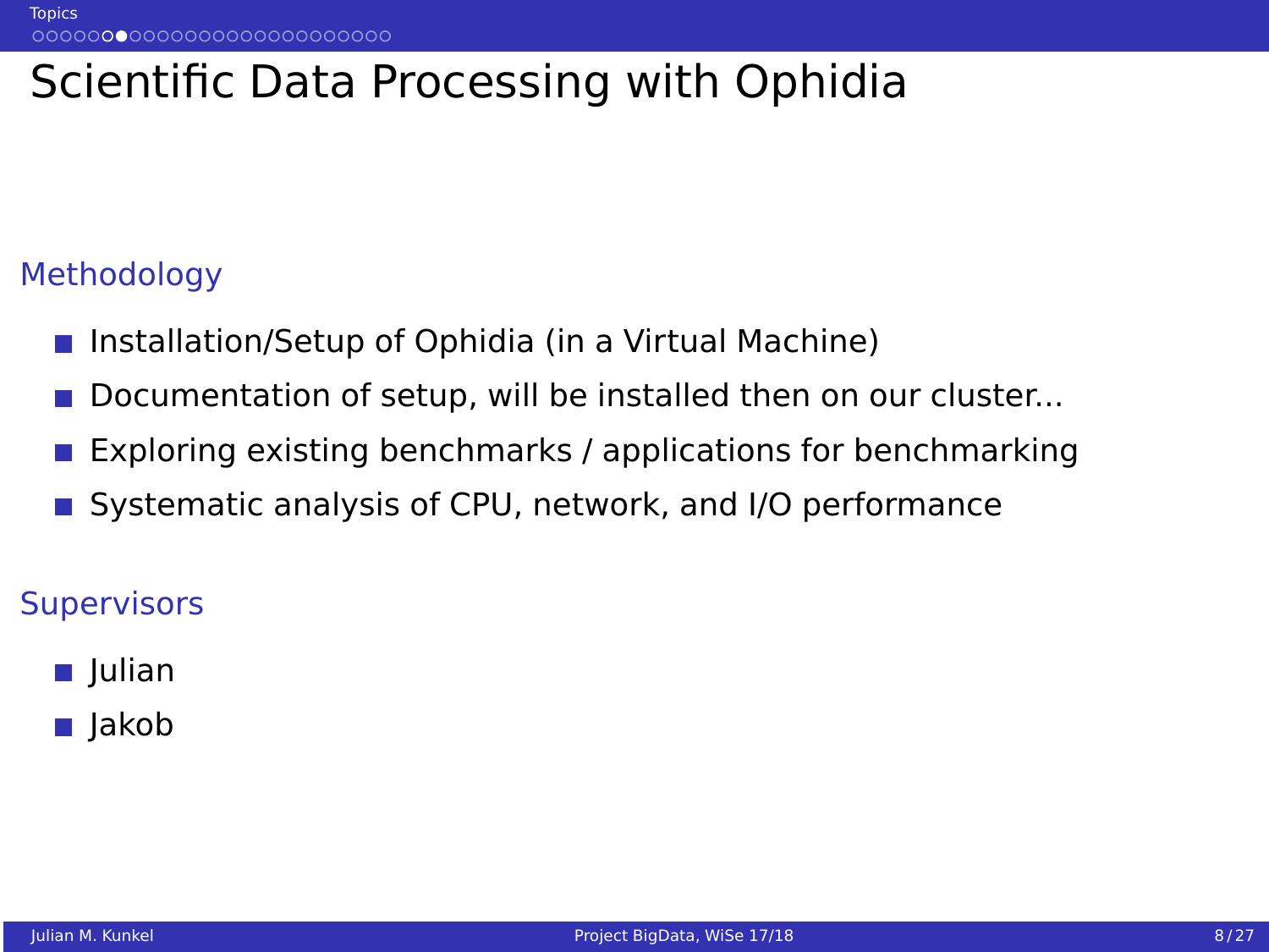# Scientific Data Processing with Ophidia

## Methodology

- Installation/Setup of Ophidia (in a Virtual Machine)
- Documentation of setup, will be installed then on our cluster...
- Exploring existing benchmarks / applications for benchmarking
- Systematic analysis of CPU, network, and I/O performance

## Supervisors

- Julian
- Jakob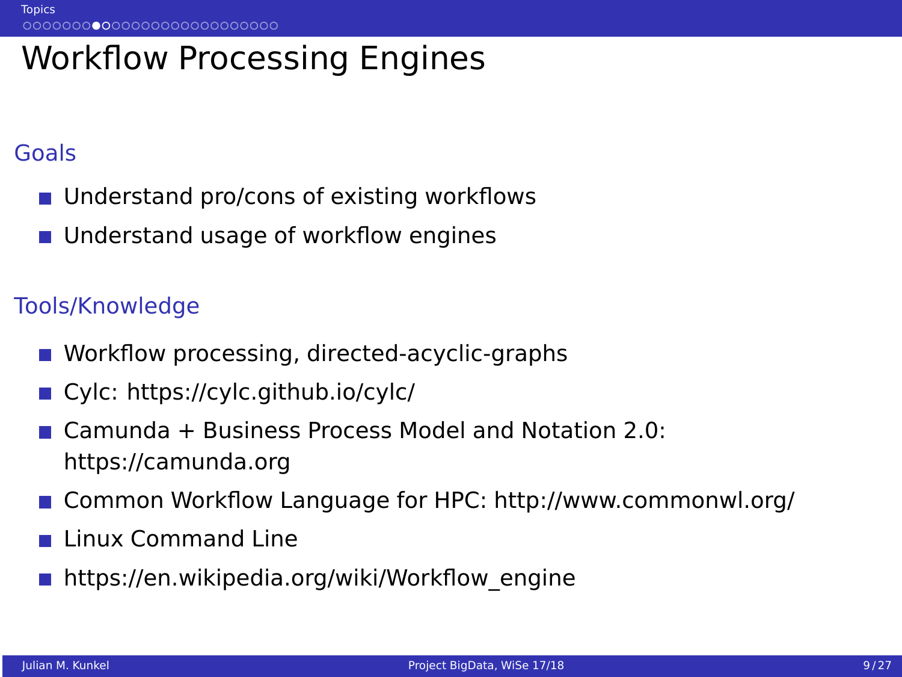# Workflow Processing Engines

## Goals

- Understand pro/cons of existing workflows
- Understand usage of workflow engines

## Tools/Knowledge

- Workflow processing, directed-acyclic-graphs
- Cylc: https://cylc.github.io/cylc/
- Camunda + Business Process Model and Notation 2.0: https://camunda.org
- Common Workflow Language for HPC: http://www.commonwl.org/
- Linux Command Line
- https://en.wikipedia.org/wiki/Workflow_engine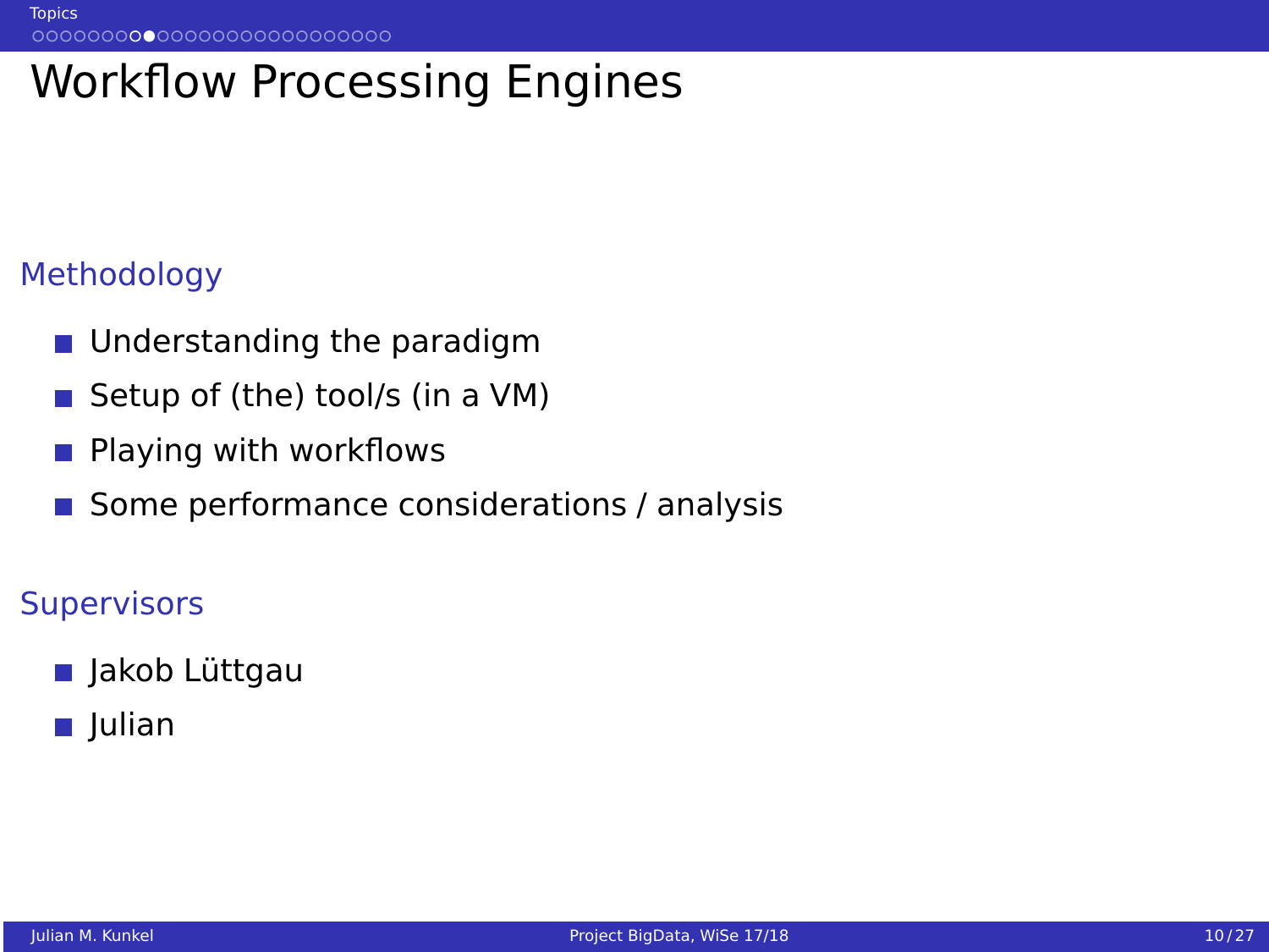# Workflow Processing Engines

## Methodology

- Understanding the paradigm
- Setup of (the) tool/s (in a VM)
- Playing with workflows
- Some performance considerations / analysis

## Supervisors

- Jakob Lüttgau
- Julian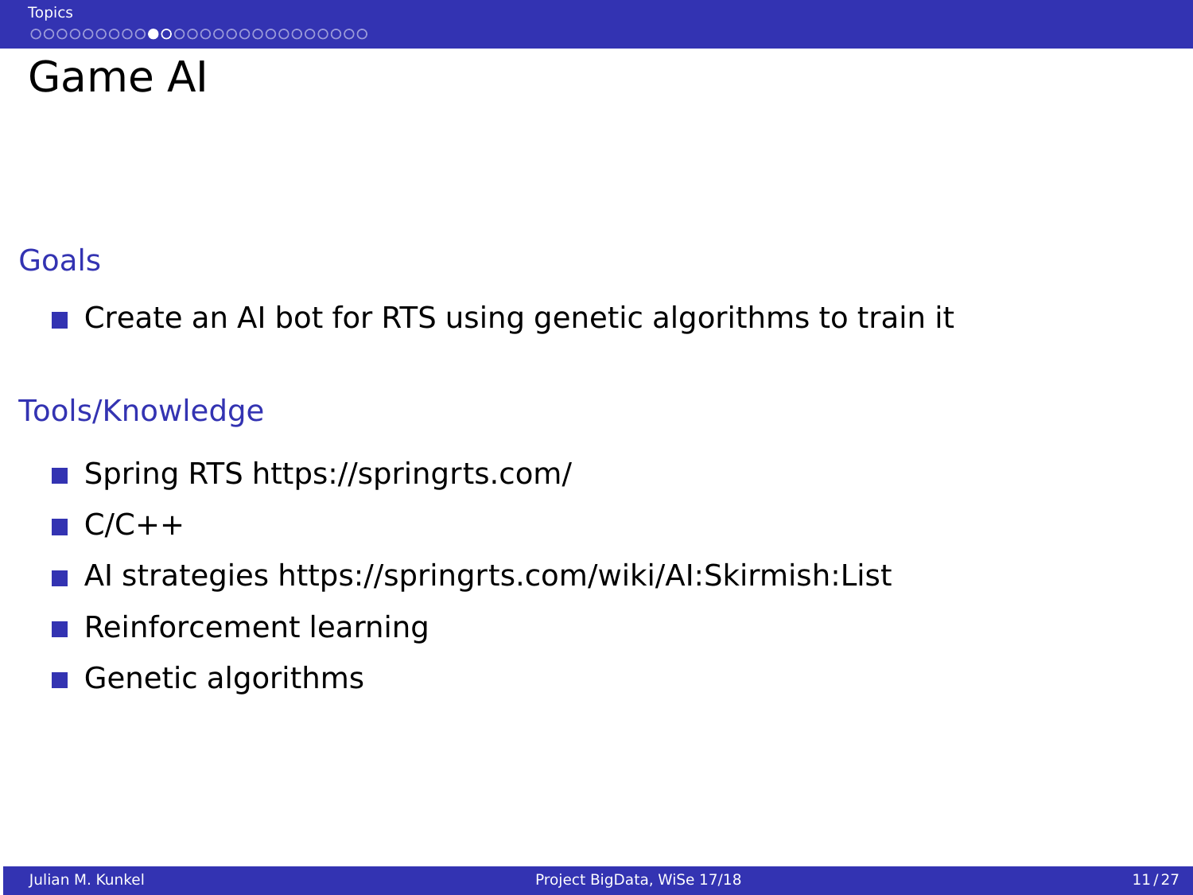# Game AI

## Goals

- Create an AI bot for RTS using genetic algorithms to train it

## Tools/Knowledge

- Spring RTS https://springrts.com/
- C/C++
- AI strategies https://springrts.com/wiki/AI:Skirmish:List
- Reinforcement learning
- Genetic algorithms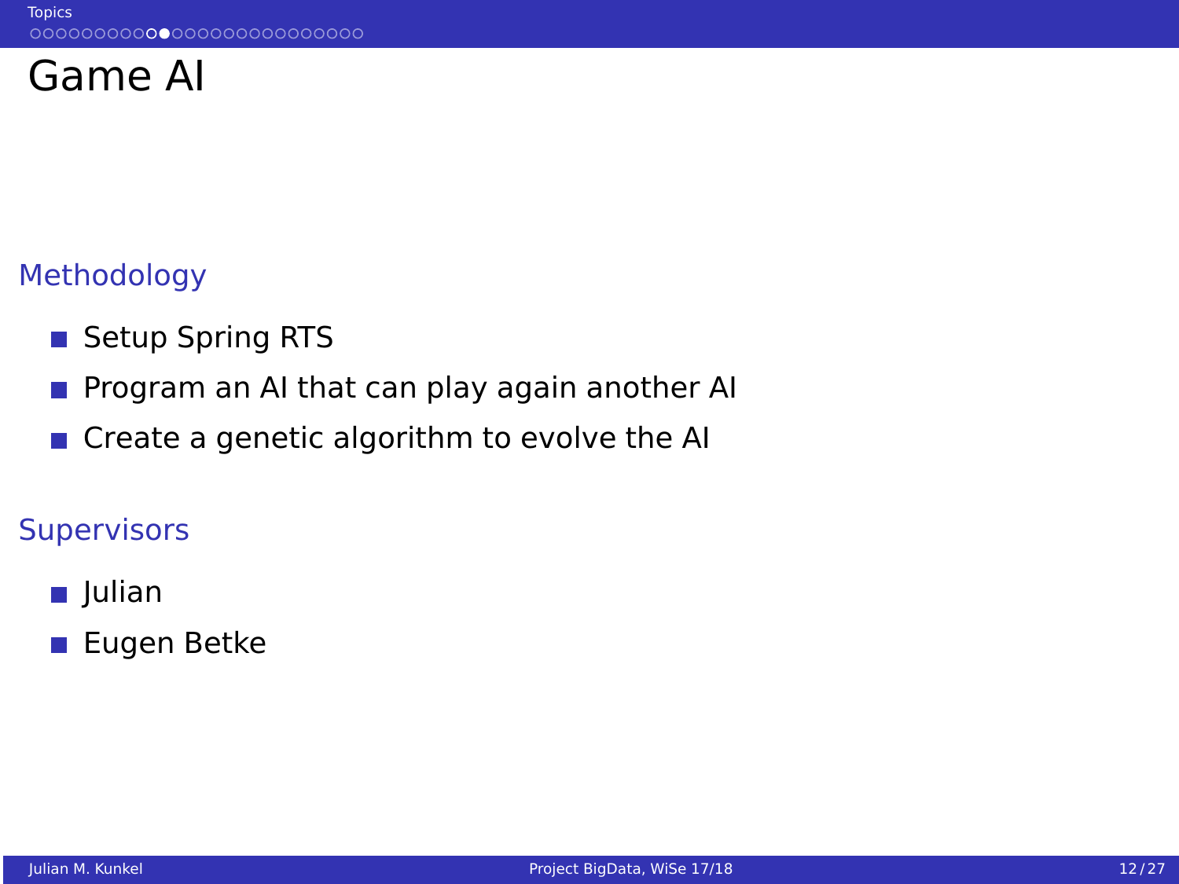# Game AI

## Methodology

- Setup Spring RTS
- Program an AI that can play again another AI
- Create a genetic algorithm to evolve the AI

## Supervisors

- Julian
- Eugen Betke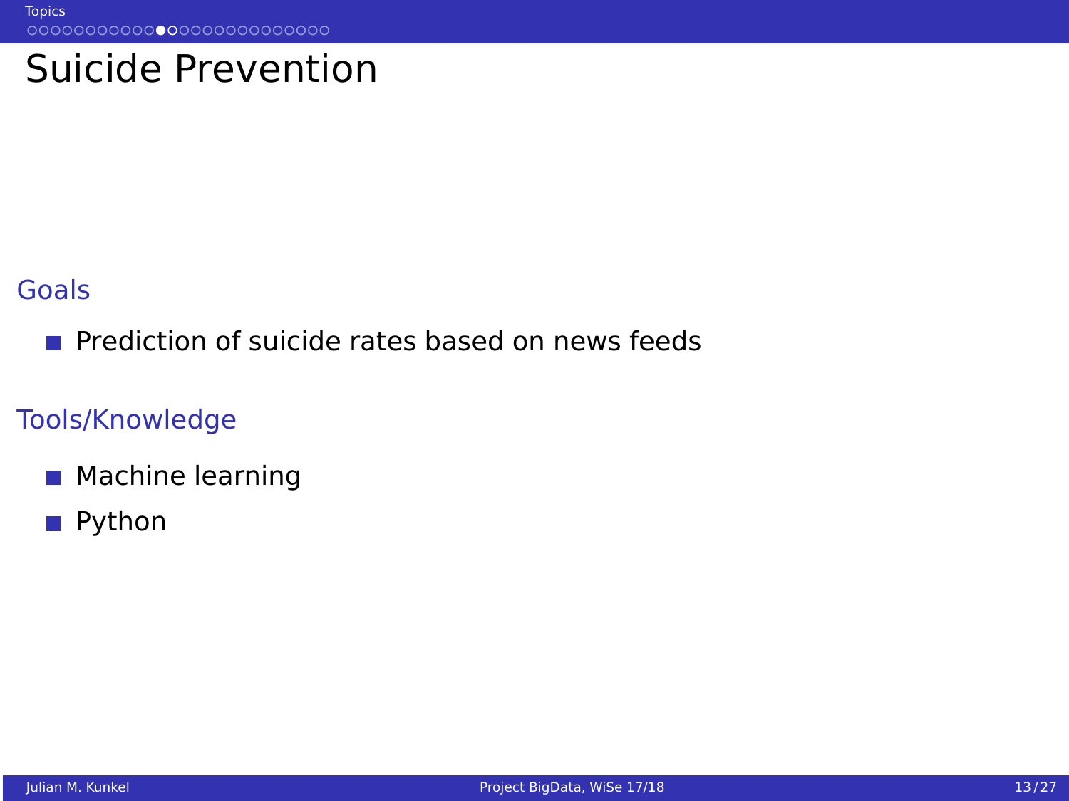# Suicide Prevention

## Goals

- Prediction of suicide rates based on news feeds

## Tools/Knowledge

- Machine learning
- Python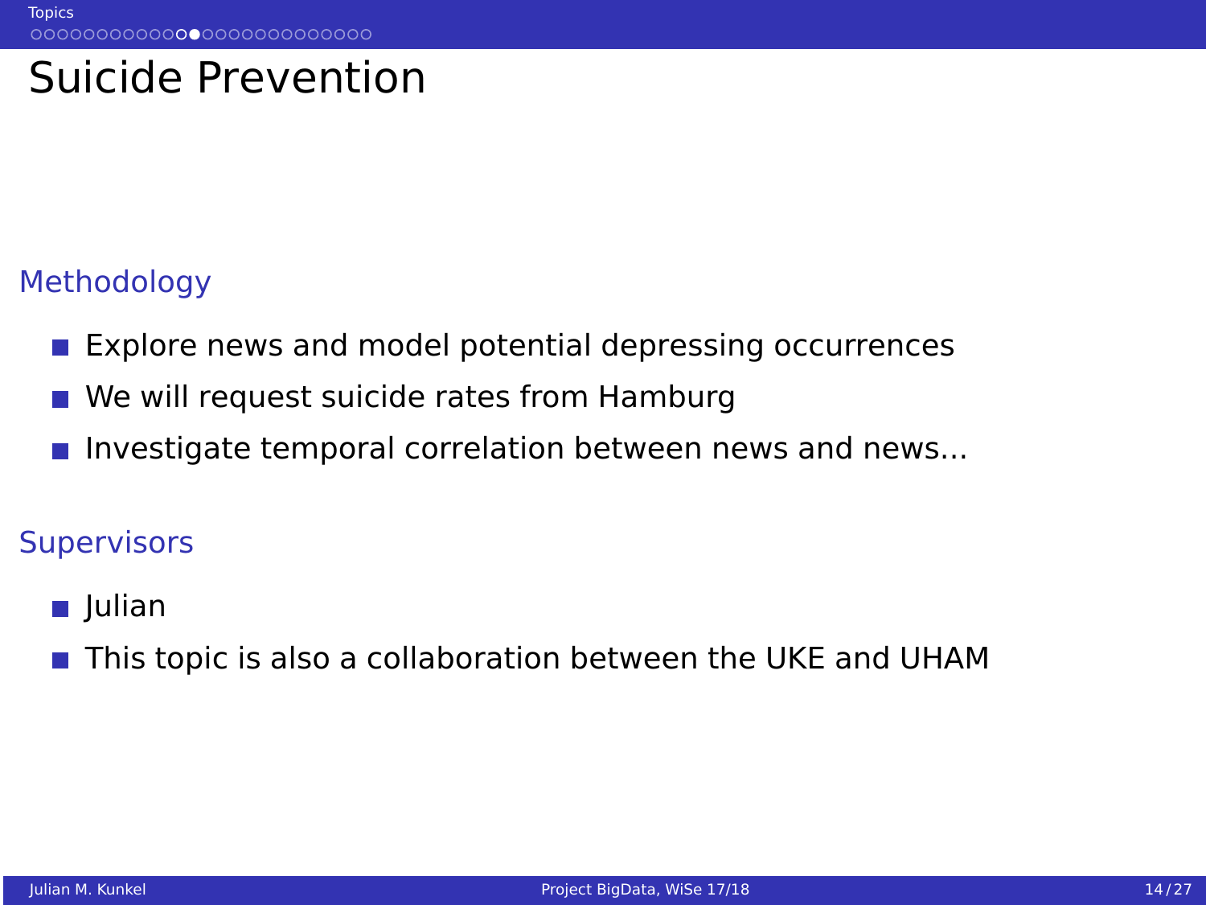# Suicide Prevention

## Methodology

- Explore news and model potential depressing occurrences
- We will request suicide rates from Hamburg
- Investigate temporal correlation between news and news...

## Supervisors

- Julian
- This topic is also a collaboration between the UKE and UHAM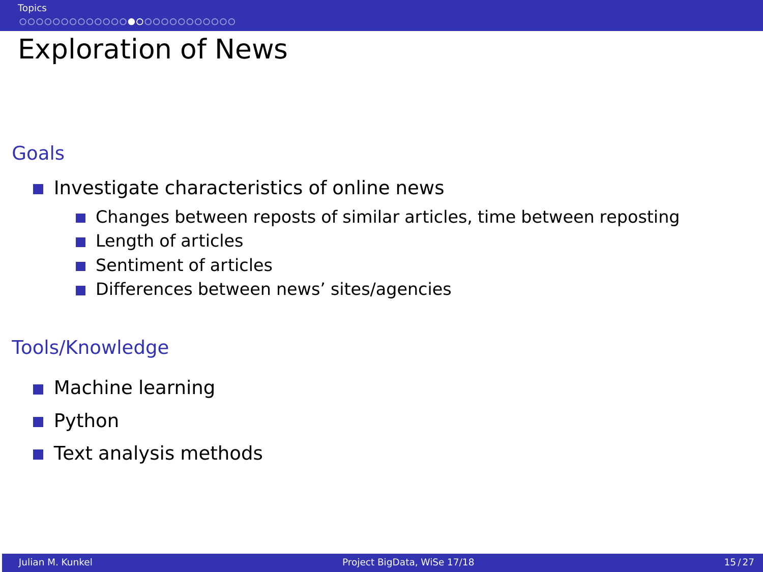# Exploration of News

## Goals

- Investigate characteristics of online news
  - Changes between reposts of similar articles, time between reposting
  - Length of articles
  - Sentiment of articles
  - Differences between news' sites/agencies

## Tools/Knowledge

- Machine learning
- Python
- Text analysis methods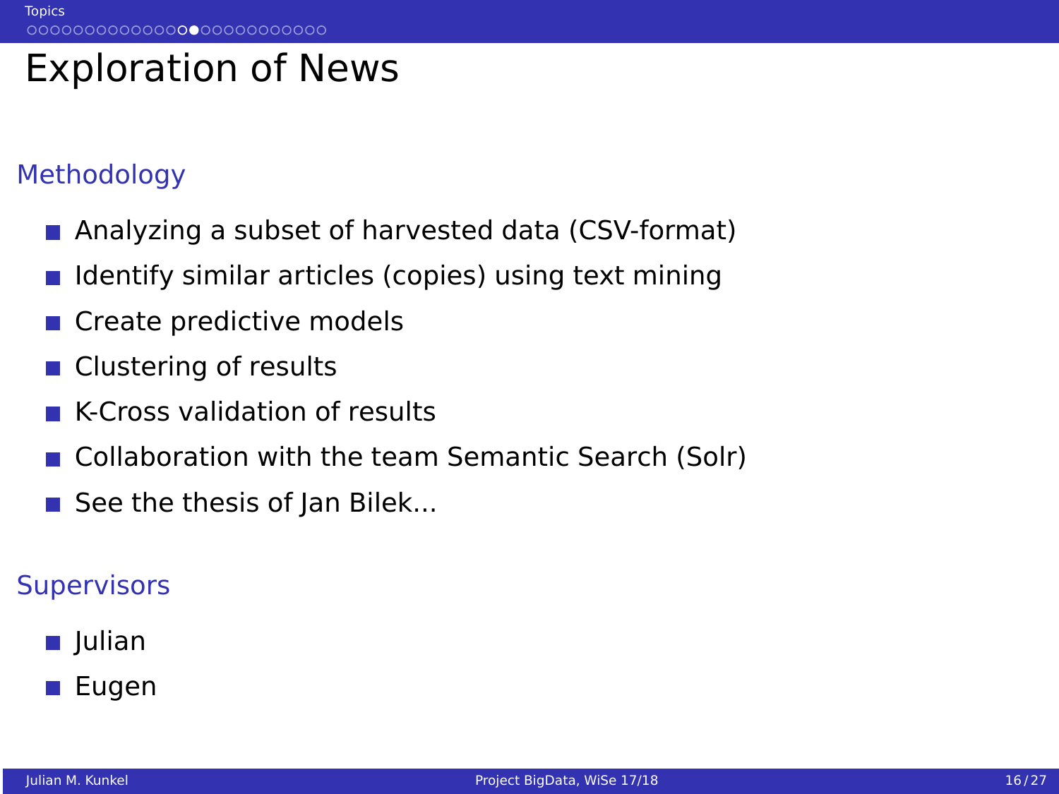# Exploration of News

## Methodology

- Analyzing a subset of harvested data (CSV-format)
- Identify similar articles (copies) using text mining
- Create predictive models
- Clustering of results
- K-Cross validation of results
- Collaboration with the team Semantic Search (Solr)
- See the thesis of Jan Bilek...

## Supervisors

- Julian
- Eugen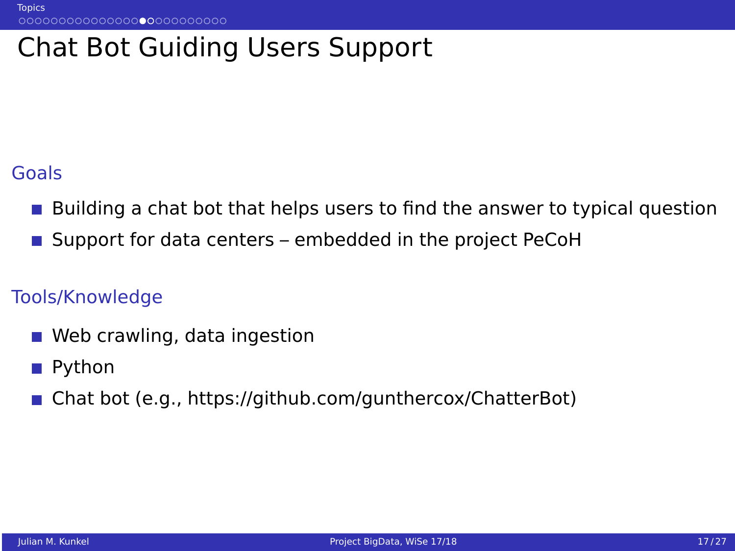# Chat Bot Guiding Users Support

## Goals

- Building a chat bot that helps users to find the answer to typical question
- Support for data centers – embedded in the project PeCoH

## Tools/Knowledge

- Web crawling, data ingestion
- Python
- Chat bot (e.g., https://github.com/gunthercox/ChatterBot)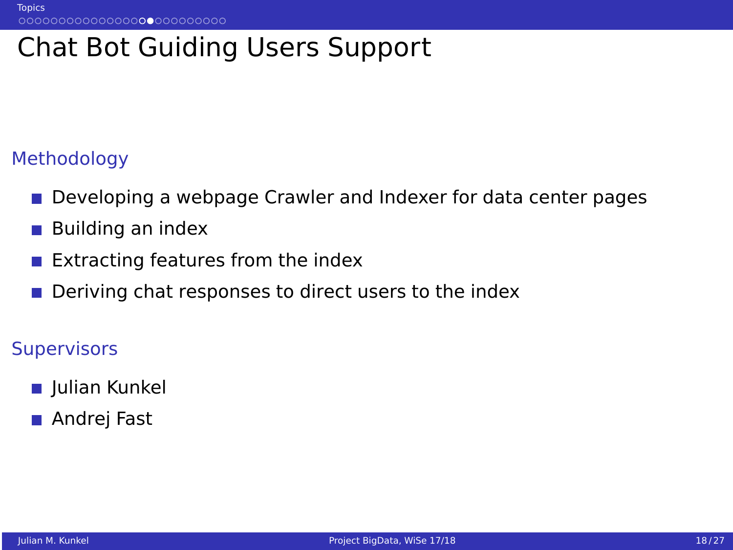# Chat Bot Guiding Users Support

## Methodology

- Developing a webpage Crawler and Indexer for data center pages
- Building an index
- Extracting features from the index
- Deriving chat responses to direct users to the index

## Supervisors

- Julian Kunkel
- Andrej Fast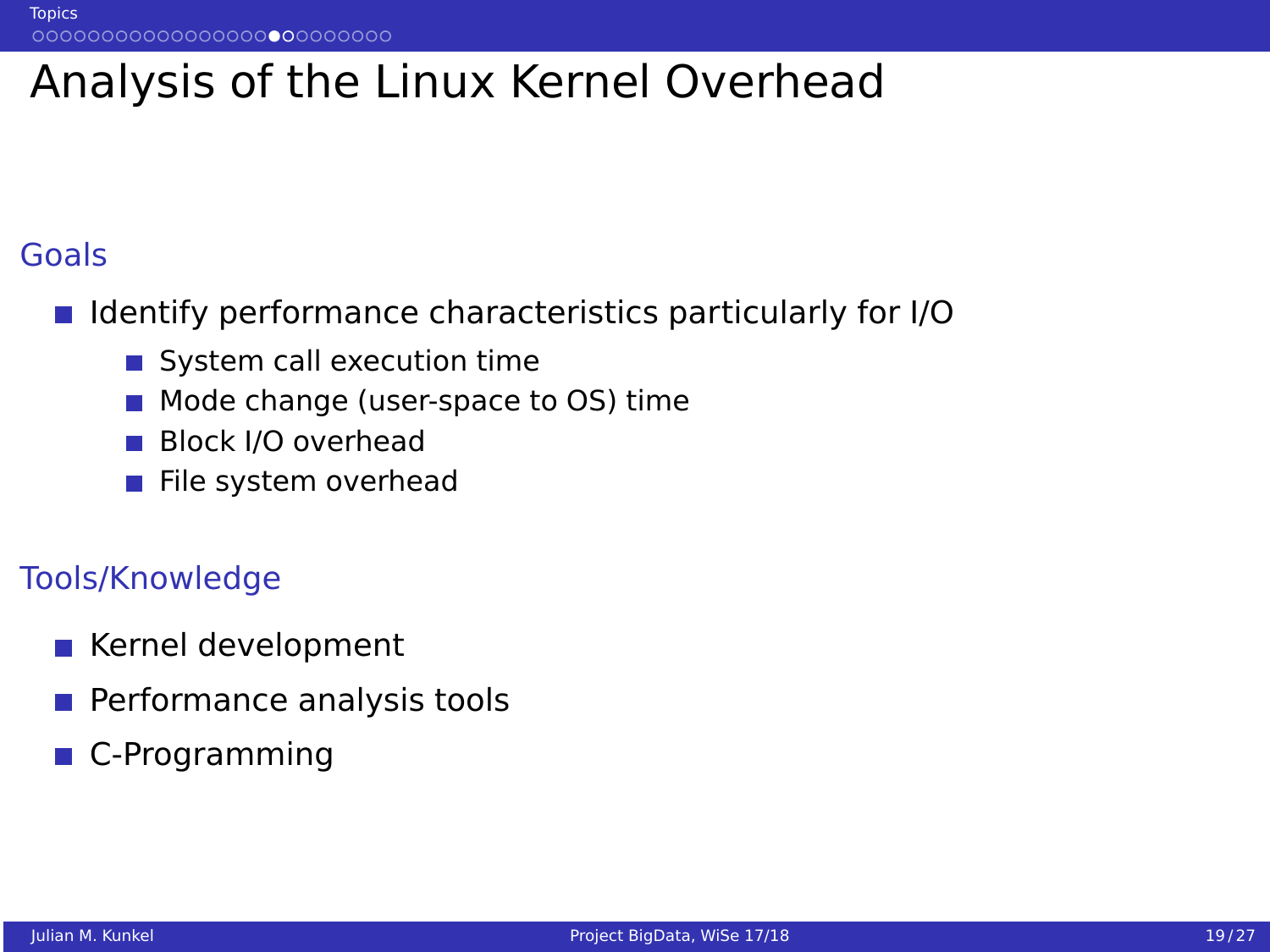# Analysis of the Linux Kernel Overhead

## Goals

- Identify performance characteristics particularly for I/O
  - System call execution time
  - Mode change (user-space to OS) time
  - Block I/O overhead
  - File system overhead

## Tools/Knowledge

- Kernel development
- Performance analysis tools
- C-Programming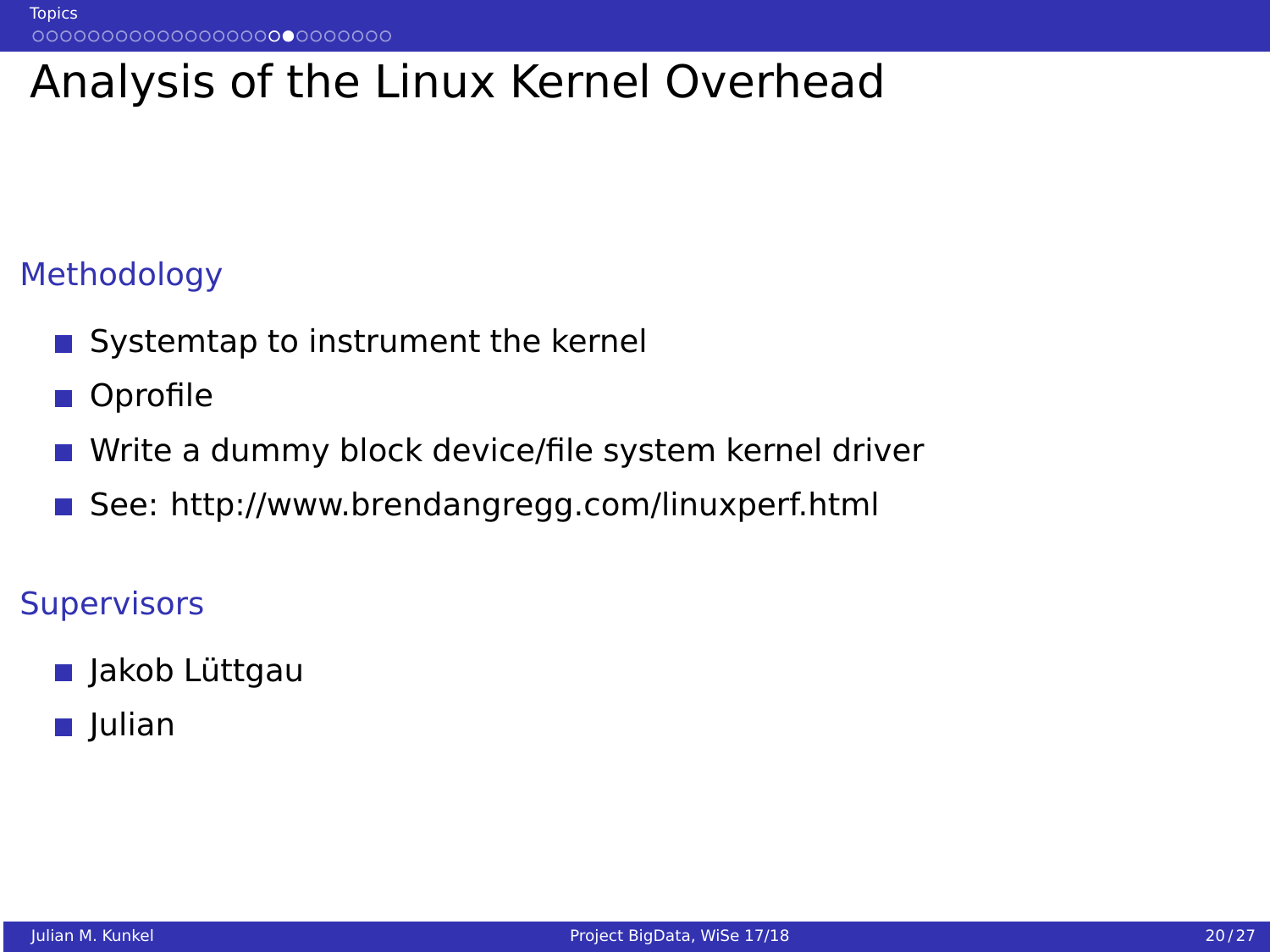# Analysis of the Linux Kernel Overhead

## Methodology

- Systemtap to instrument the kernel
- Oprofile
- Write a dummy block device/file system kernel driver
- See: http://www.brendangregg.com/linuxperf.html

## Supervisors

- Jakob Lüttgau
- Julian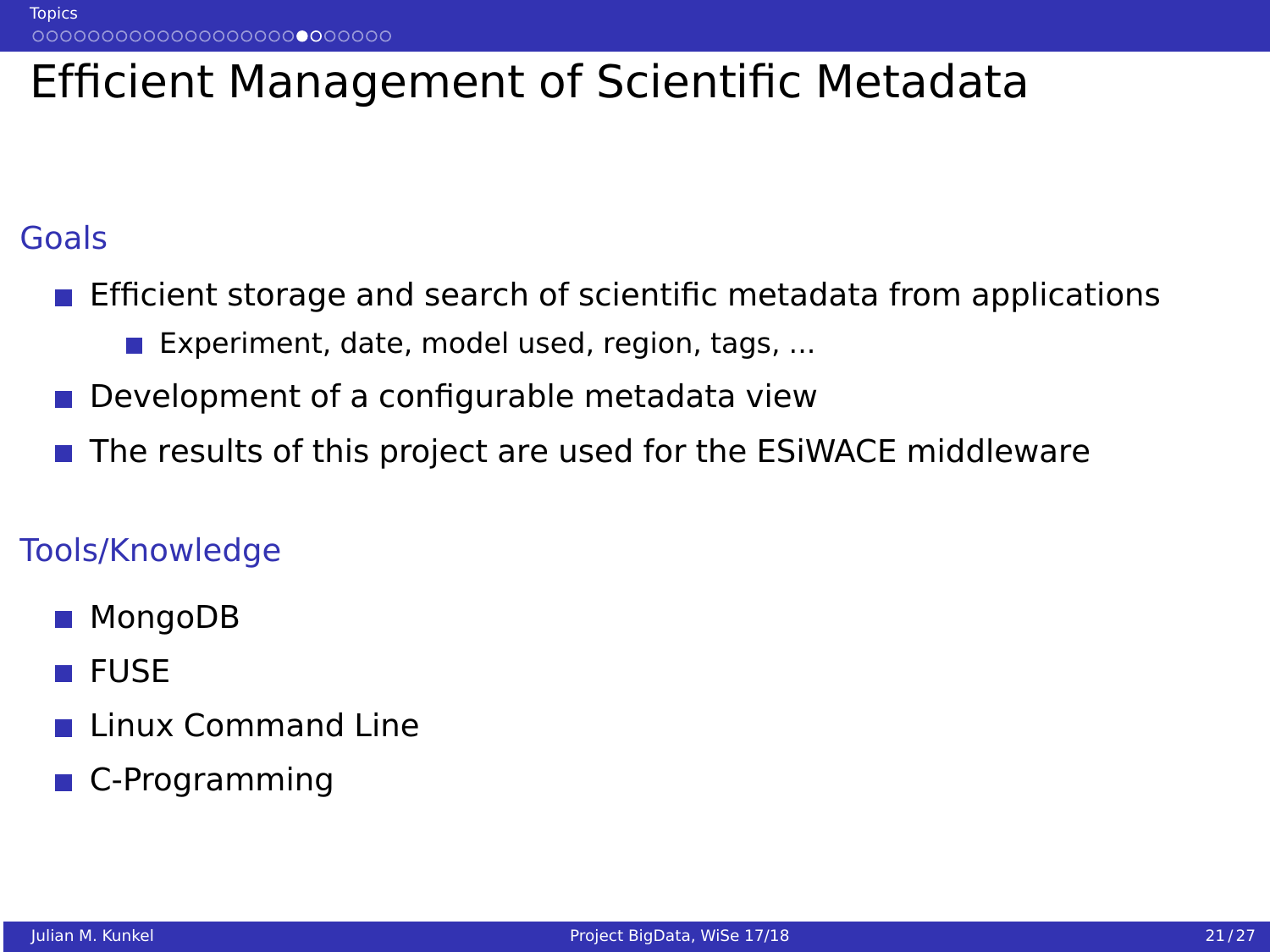# Efficient Management of Scientific Metadata

## Goals

- Efficient storage and search of scientific metadata from applications
  - Experiment, date, model used, region, tags, ...
- Development of a configurable metadata view
- The results of this project are used for the ESiWACE middleware

## Tools/Knowledge

- MongoDB
- FUSE
- Linux Command Line
- C-Programming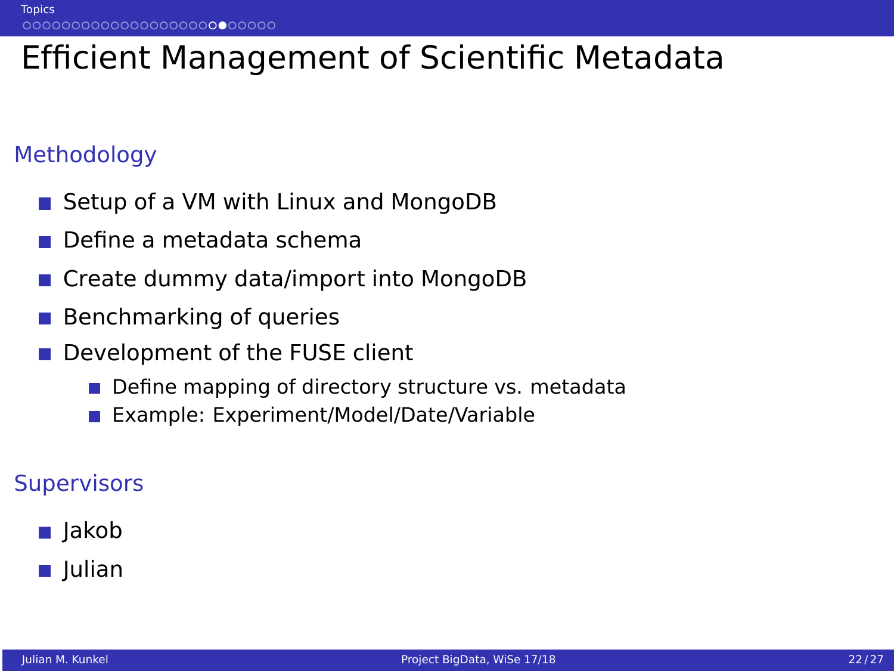# Efficient Management of Scientific Metadata

## Methodology

- Setup of a VM with Linux and MongoDB
- Define a metadata schema
- Create dummy data/import into MongoDB
- Benchmarking of queries
- Development of the FUSE client
  - Define mapping of directory structure vs. metadata
  - Example: Experiment/Model/Date/Variable

## Supervisors

- Jakob
- Julian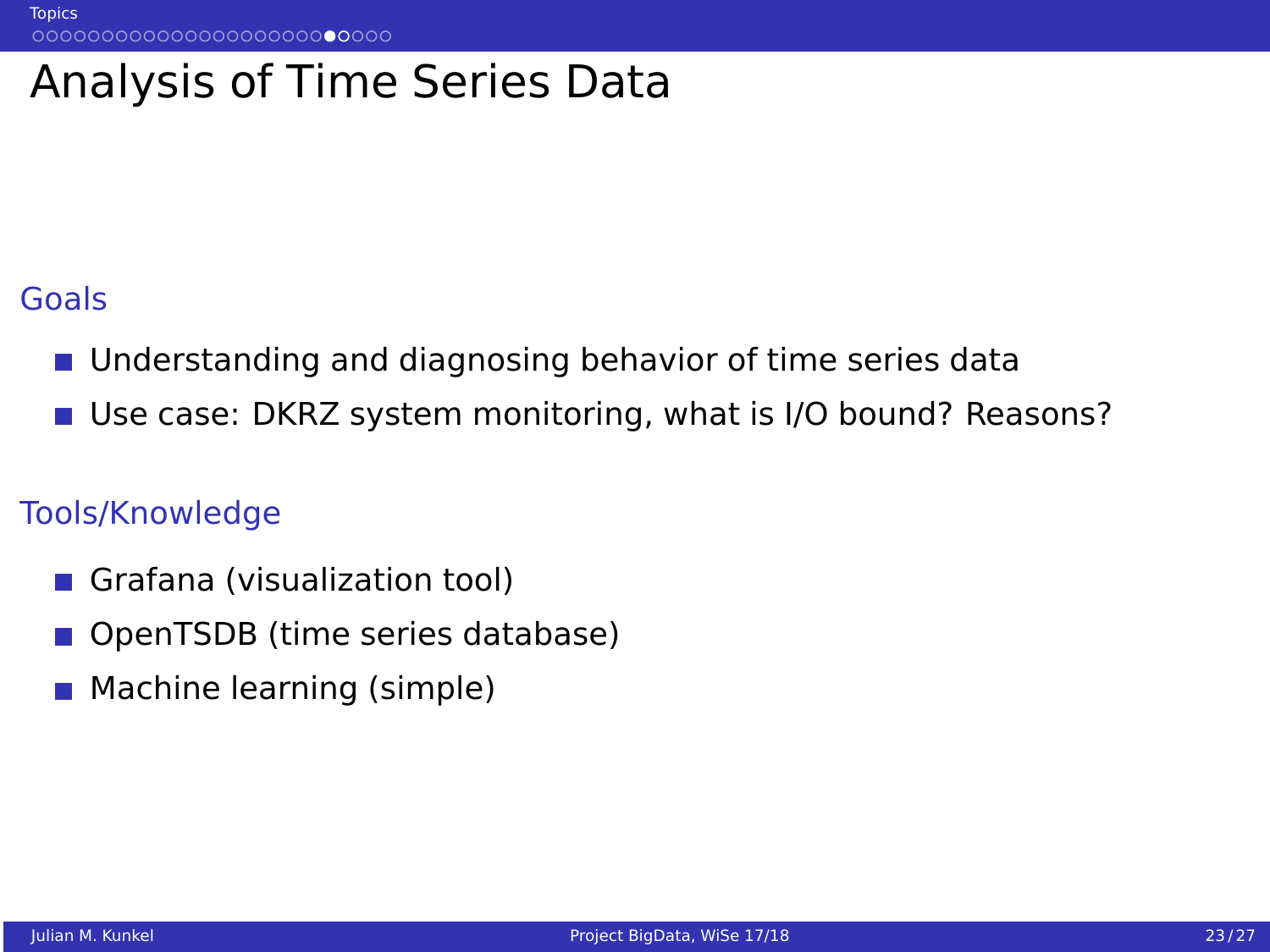# Analysis of Time Series Data

## Goals

- Understanding and diagnosing behavior of time series data
- Use case: DKRZ system monitoring, what is I/O bound? Reasons?

## Tools/Knowledge

- Grafana (visualization tool)
- OpenTSDB (time series database)
- Machine learning (simple)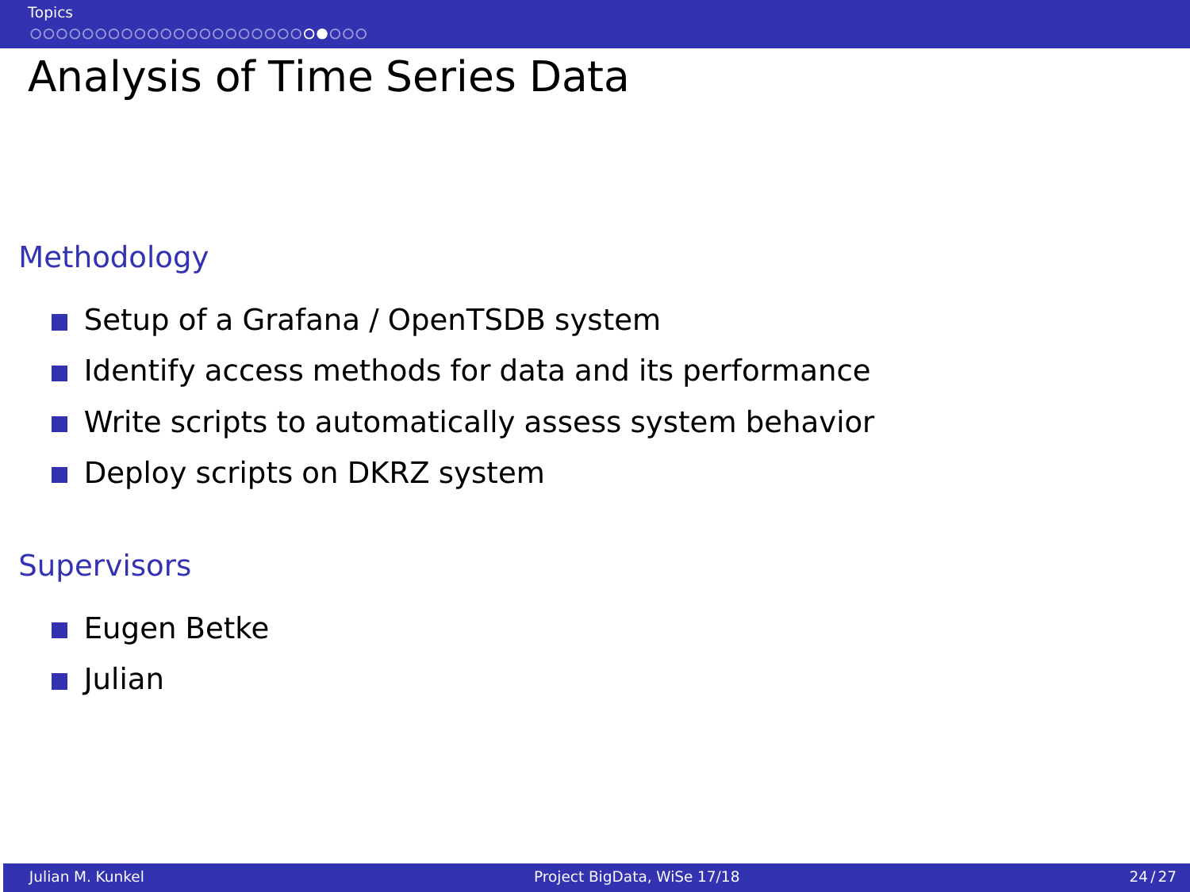# Analysis of Time Series Data

## Methodology

- Setup of a Grafana / OpenTSDB system
- Identify access methods for data and its performance
- Write scripts to automatically assess system behavior
- Deploy scripts on DKRZ system

## Supervisors

- Eugen Betke
- Julian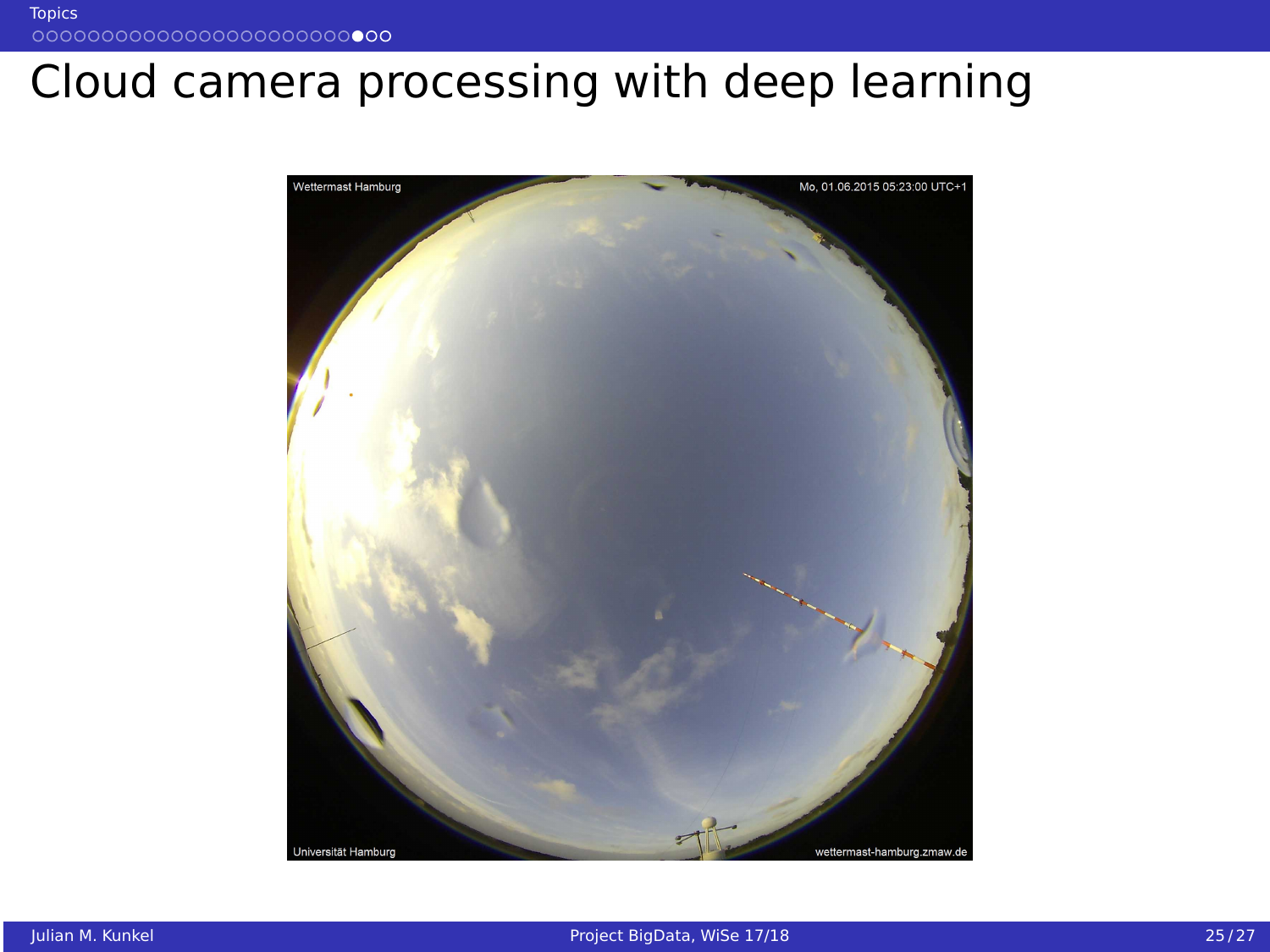# Cloud camera processing with deep learning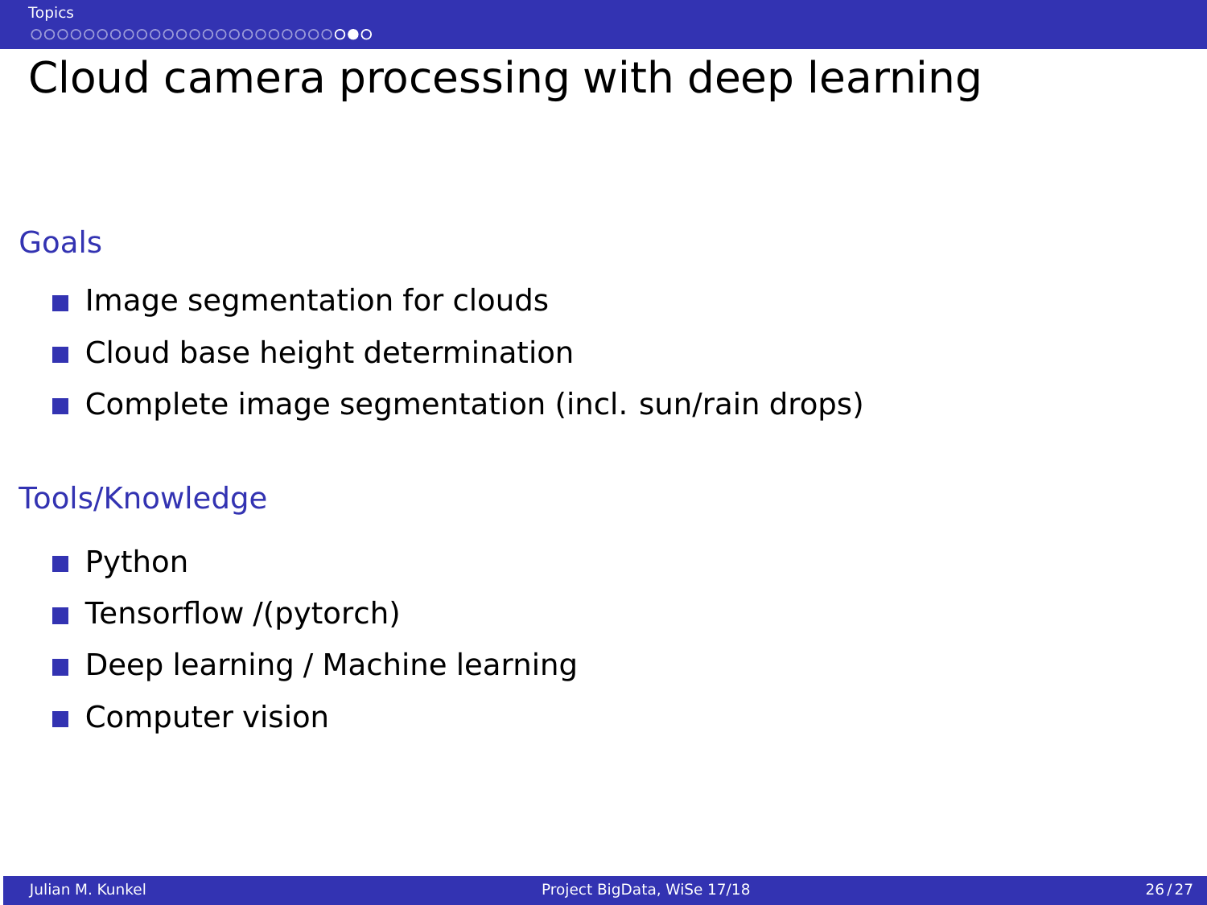# Cloud camera processing with deep learning

## Goals

- Image segmentation for clouds
- Cloud base height determination
- Complete image segmentation (incl. sun/rain drops)

## Tools/Knowledge

- Python
- Tensorflow /(pytorch)
- Deep learning / Machine learning
- Computer vision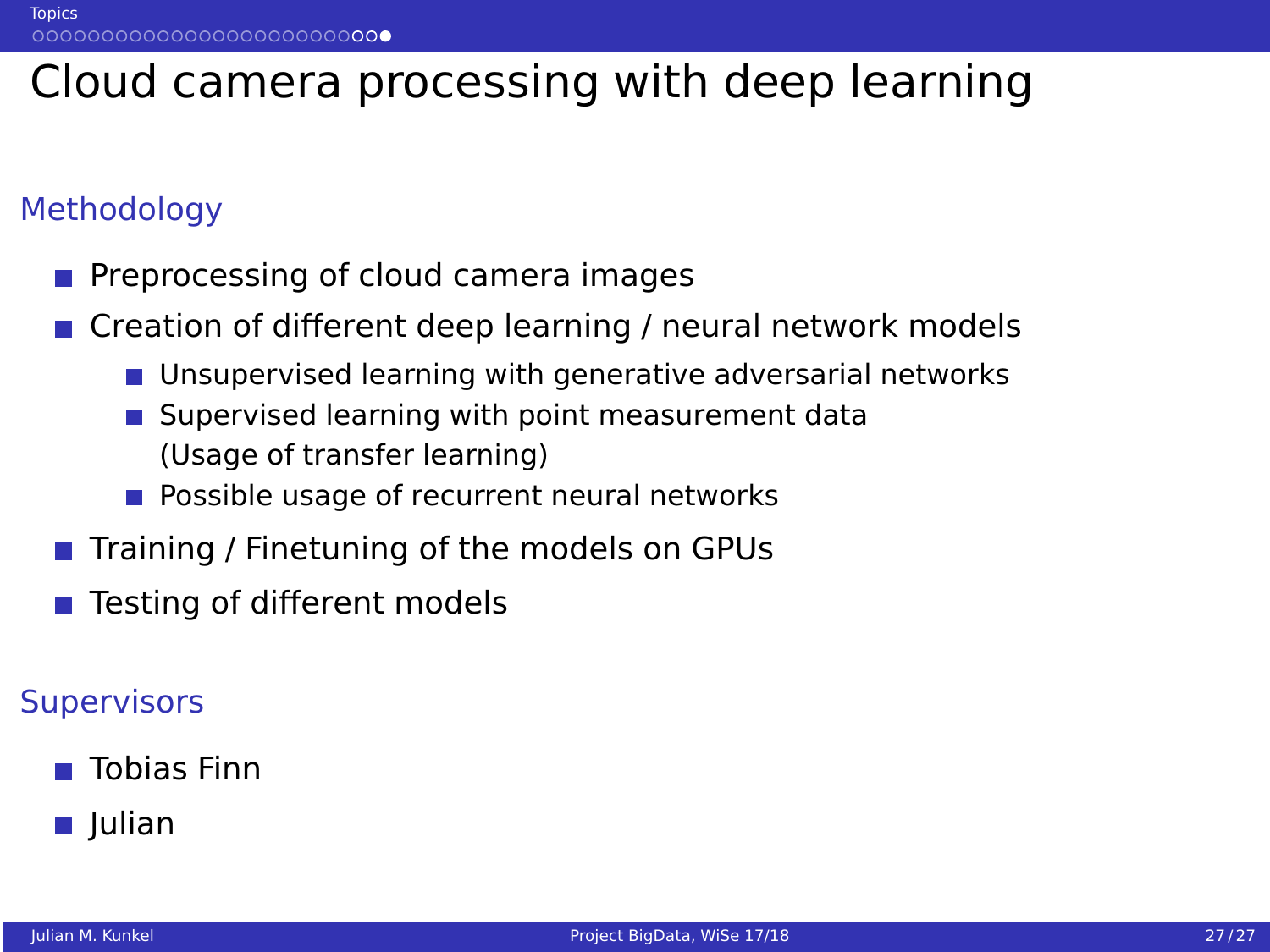# Cloud camera processing with deep learning

## Methodology

- Preprocessing of cloud camera images
- Creation of different deep learning / neural network models
  - Unsupervised learning with generative adversarial networks
  - Supervised learning with point measurement data (Usage of transfer learning)
  - Possible usage of recurrent neural networks
- Training / Finetuning of the models on GPUs
- Testing of different models

## Supervisors

- Tobias Finn
- Julian